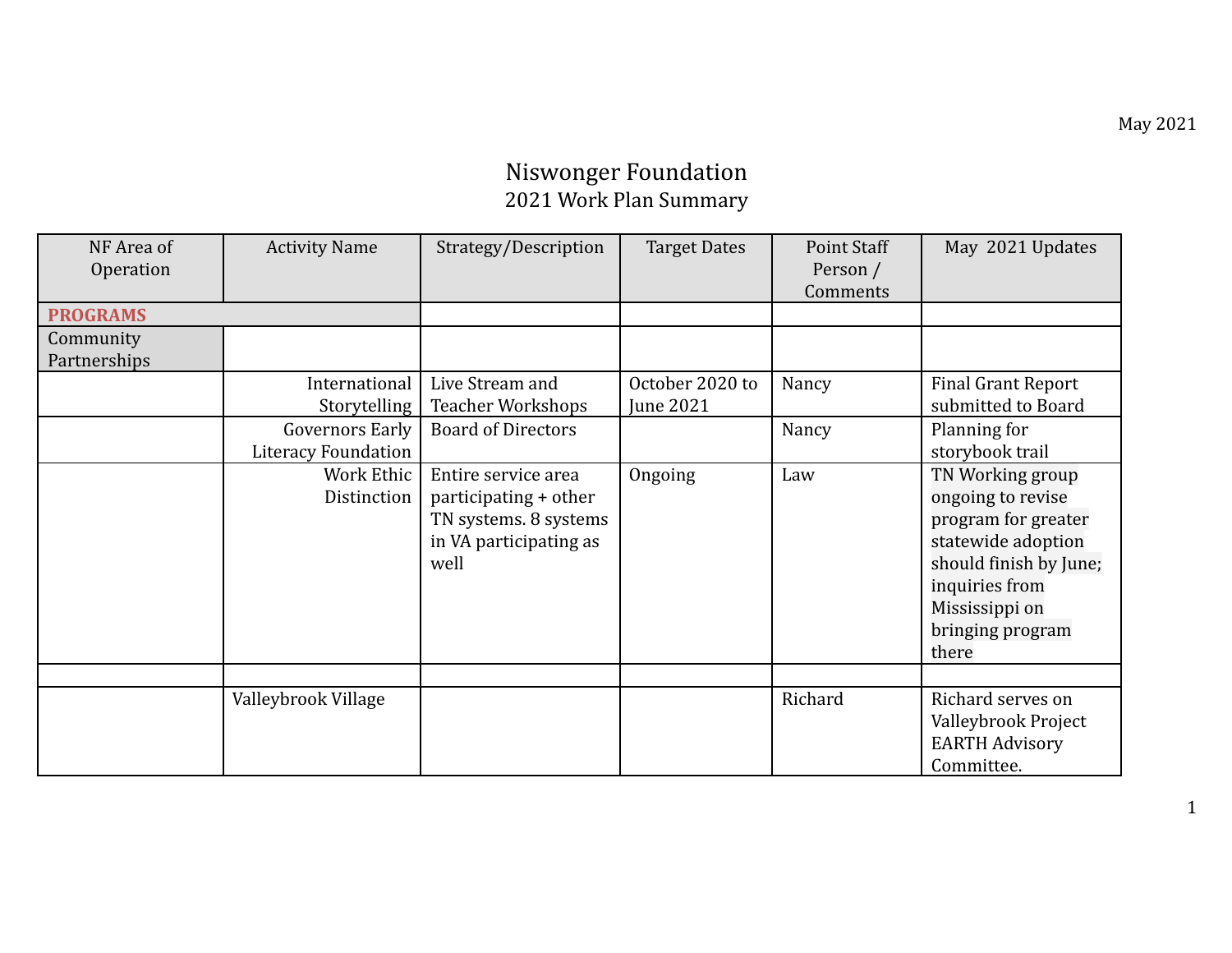May 2021

# Niswonger Foundation

## 2021 Work Plan Summary

| NF Area of Operation | Activity Name | Strategy/Description | Target Dates | Point Staff Person / Comments | May 2021 Updates |
|---|---|---|---|---|---|
| **PROGRAMS** | | | | | |
| Community Partnerships | | | | | |
| | International Storytelling | Live Stream and Teacher Workshops | October 2020 to June 2021 | Nancy | Final Grant Report submitted to Board |
| | Governors Early Literacy Foundation | Board of Directors | | Nancy | Planning for storybook trail |
| | Work Ethic Distinction | Entire service area participating + other TN systems. 8 systems in VA participating as well | Ongoing | Law | TN Working group ongoing to revise program for greater statewide adoption should finish by June; inquiries from Mississippi on bringing program there |
| | | | | | |
| | Valleybrook Village | | | Richard | Richard serves on Valleybrook Project EARTH Advisory Committee. |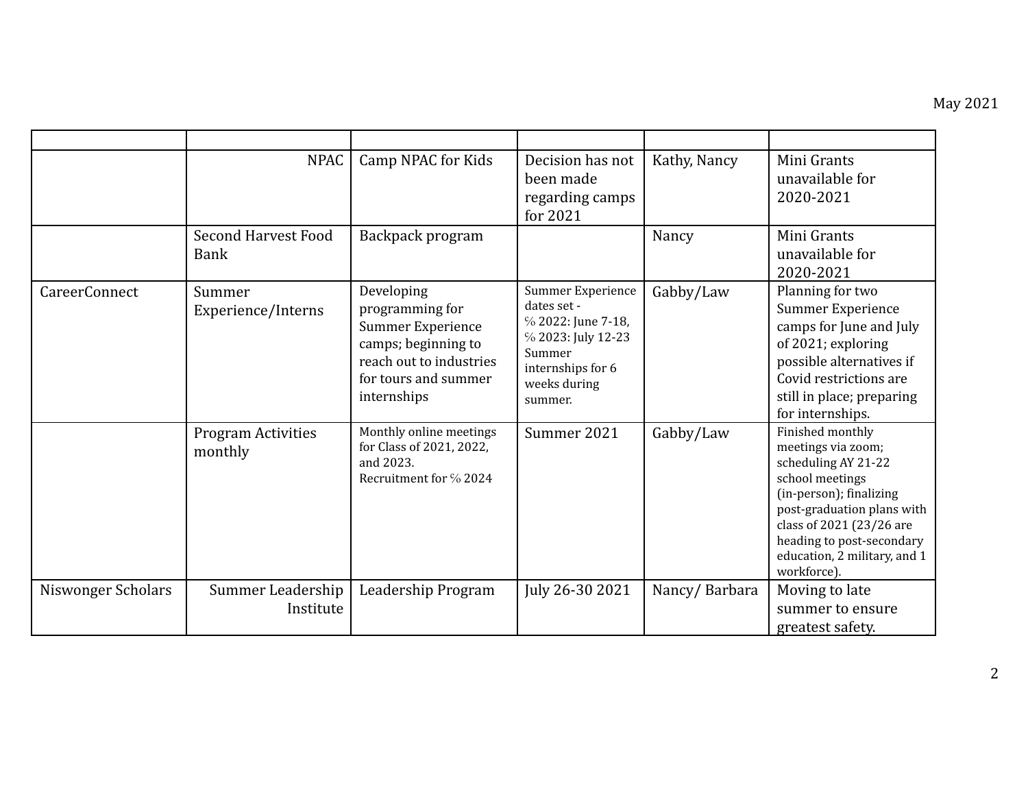| | | | | | |
|---|---|---|---|---|---|
| | NPAC | Camp NPAC for Kids | Decision has not been made regarding camps for 2021 | Kathy, Nancy | Mini Grants unavailable for 2020-2021 |
| | Second Harvest Food Bank | Backpack program | | Nancy | Mini Grants unavailable for 2020-2021 |
| CareerConnect | Summer Experience/Interns | Developing programming for Summer Experience camps; beginning to reach out to industries for tours and summer internships | Summer Experience dates set - ℅ 2022: June 7-18, ℅ 2023: July 12-23 Summer internships for 6 weeks during summer. | Gabby/Law | Planning for two Summer Experience camps for June and July of 2021; exploring possible alternatives if Covid restrictions are still in place; preparing for internships. |
| | Program Activities monthly | Monthly online meetings for Class of 2021, 2022, and 2023. Recruitment for ℅ 2024 | Summer 2021 | Gabby/Law | Finished monthly meetings via zoom; scheduling AY 21-22 school meetings (in-person); finalizing post-graduation plans with class of 2021 (23/26 are heading to post-secondary education, 2 military, and 1 workforce). |
| Niswonger Scholars | Summer Leadership Institute | Leadership Program | July 26-30 2021 | Nancy/ Barbara | Moving to late summer to ensure greatest safety. |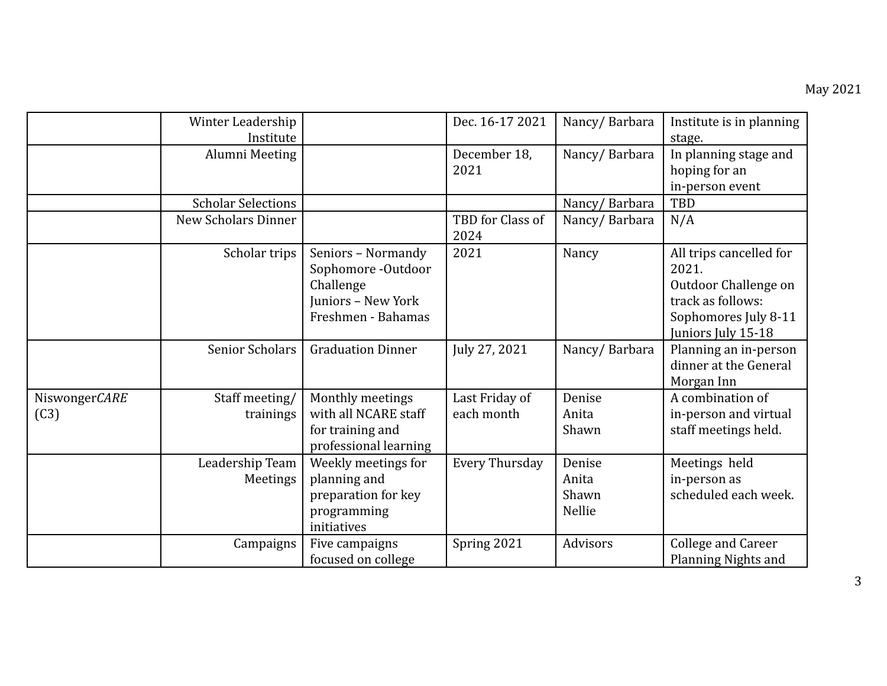| | | | | | |
|---|---|---|---|---|---|
| | Winter Leadership Institute | | Dec. 16-17 2021 | Nancy/ Barbara | Institute is in planning stage. |
| | Alumni Meeting | | December 18, 2021 | Nancy/ Barbara | In planning stage and hoping for an in-person event |
| | Scholar Selections | | | Nancy/ Barbara | TBD |
| | New Scholars Dinner | | TBD for Class of 2024 | Nancy/ Barbara | N/A |
| | Scholar trips | Seniors – Normandy<br>Sophomore -Outdoor Challenge<br>Juniors – New York<br>Freshmen - Bahamas | 2021 | Nancy | All trips cancelled for 2021.<br>Outdoor Challenge on track as follows:<br>Sophomores July 8-11<br>Juniors July 15-18 |
| | Senior Scholars | Graduation Dinner | July 27, 2021 | Nancy/ Barbara | Planning an in-person dinner at the General Morgan Inn |
| Niswonger*CARE* (C3) | Staff meeting/ trainings | Monthly meetings with all NCARE staff for training and professional learning | Last Friday of each month | Denise<br>Anita<br>Shawn | A combination of in-person and virtual staff meetings held. |
| | Leadership Team Meetings | Weekly meetings for planning and preparation for key programming initiatives | Every Thursday | Denise<br>Anita<br>Shawn<br>Nellie | Meetings held in-person as scheduled each week. |
| | Campaigns | Five campaigns focused on college | Spring 2021 | Advisors | College and Career Planning Nights and |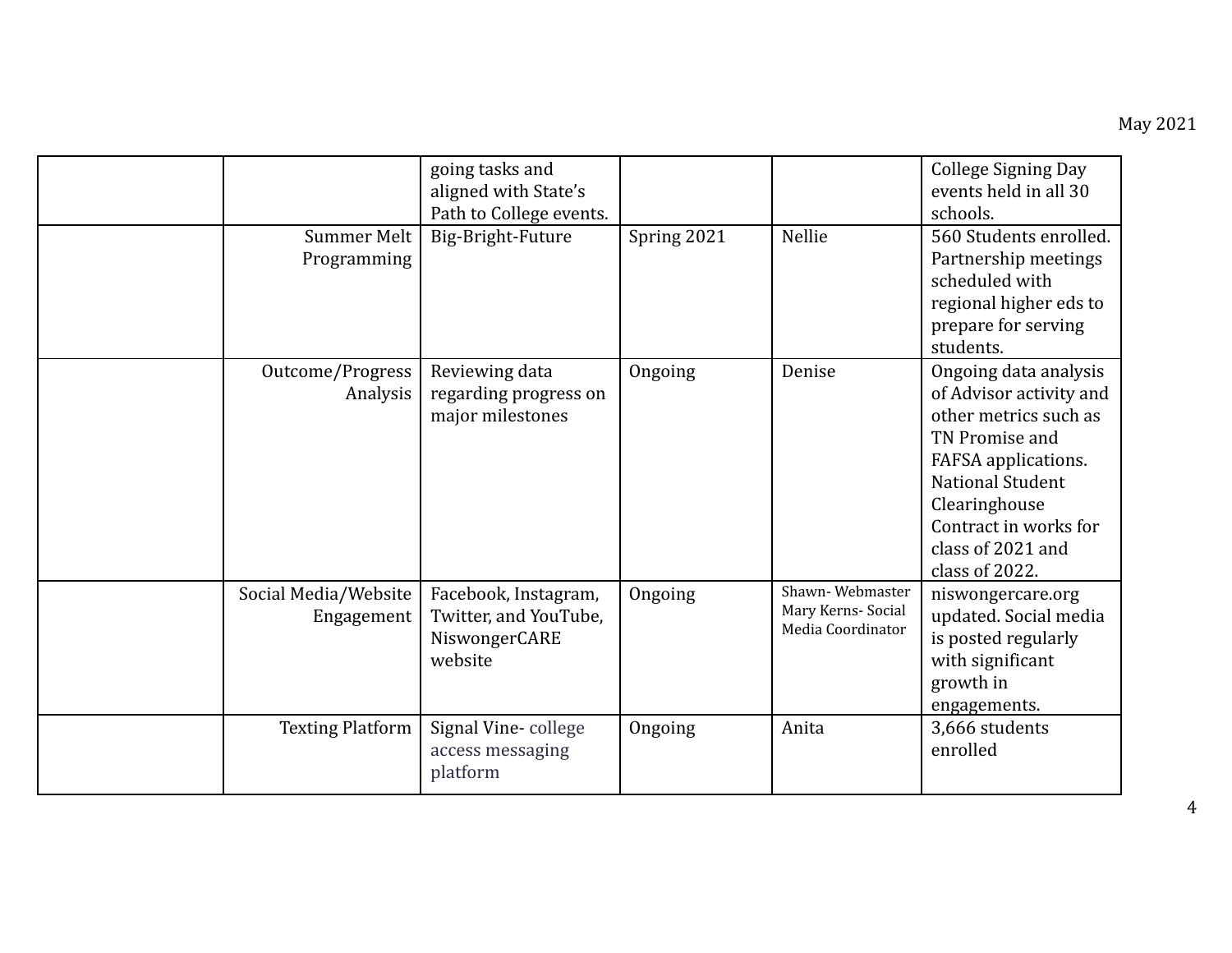| | | | | | |
|---|---|---|---|---|---|
| | | going tasks and aligned with State's Path to College events. | | | College Signing Day events held in all 30 schools. |
| | Summer Melt Programming | Big-Bright-Future | Spring 2021 | Nellie | 560 Students enrolled. Partnership meetings scheduled with regional higher eds to prepare for serving students. |
| | Outcome/Progress Analysis | Reviewing data regarding progress on major milestones | Ongoing | Denise | Ongoing data analysis of Advisor activity and other metrics such as TN Promise and FAFSA applications. National Student Clearinghouse Contract in works for class of 2021 and class of 2022. |
| | Social Media/Website Engagement | Facebook, Instagram, Twitter, and YouTube, NiswongerCARE website | Ongoing | Shawn- Webmaster Mary Kerns- Social Media Coordinator | niswongercare.org updated. Social media is posted regularly with significant growth in engagements. |
| | Texting Platform | Signal Vine- college access messaging platform | Ongoing | Anita | 3,666 students enrolled |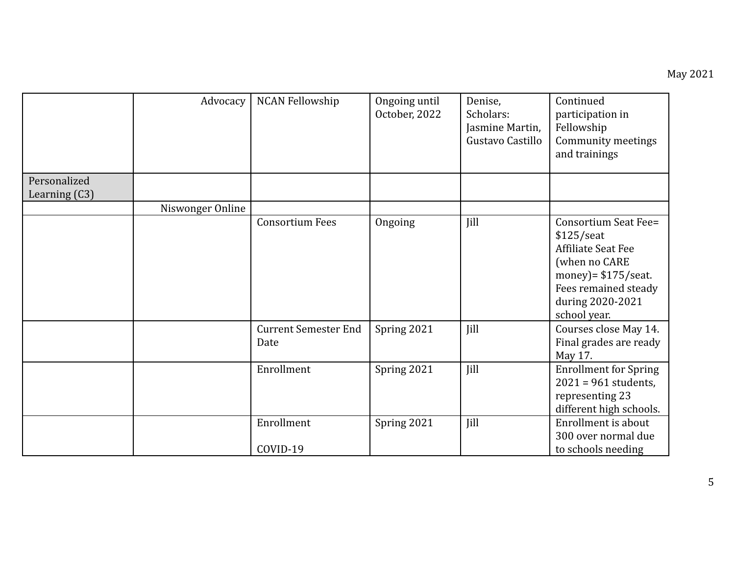| | | | | | |
|---|---|---|---|---|---|
| | Advocacy | NCAN Fellowship | Ongoing until October, 2022 | Denise, Scholars: Jasmine Martin, Gustavo Castillo | Continued participation in Fellowship Community meetings and trainings |
| Personalized Learning (C3) | | | | | |
| | Niswonger Online | | | | |
| | | Consortium Fees | Ongoing | Jill | Consortium Seat Fee= $125/seat<br>Affiliate Seat Fee (when no CARE money)= $175/seat. Fees remained steady during 2020-2021 school year. |
| | | Current Semester End Date | Spring 2021 | Jill | Courses close May 14. Final grades are ready May 17. |
| | | Enrollment | Spring 2021 | Jill | Enrollment for Spring 2021 = 961 students, representing 23 different high schools. |
| | | Enrollment<br><br>COVID-19 | Spring 2021 | Jill | Enrollment is about 300 over normal due to schools needing |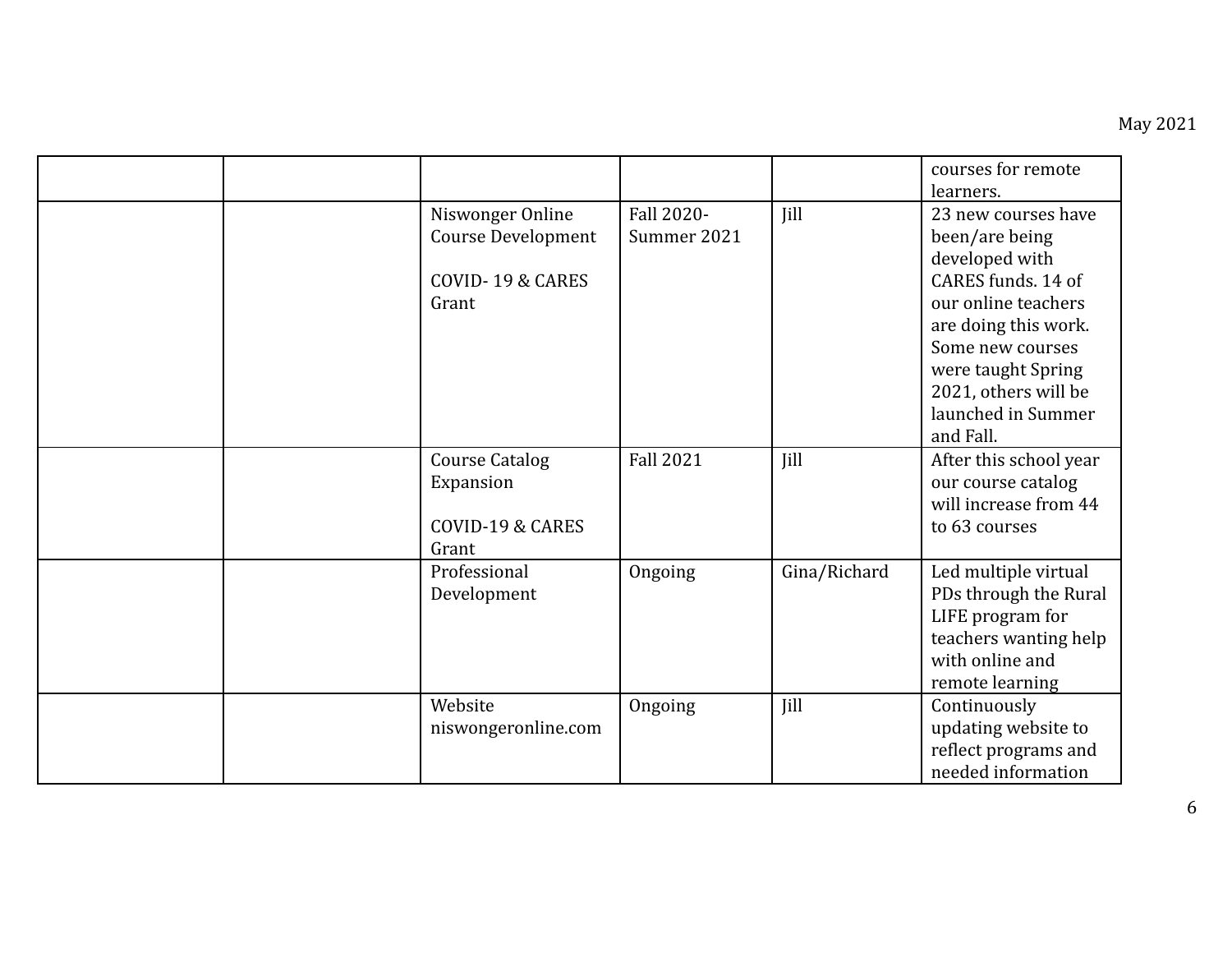| | | | | | |
|---|---|---|---|---|---|
| | | | | | courses for remote learners. |
| | | Niswonger Online Course Development<br><br>COVID- 19 & CARES Grant | Fall 2020- Summer 2021 | Jill | 23 new courses have been/are being developed with CARES funds. 14 of our online teachers are doing this work. Some new courses were taught Spring 2021, others will be launched in Summer and Fall. |
| | | Course Catalog Expansion<br><br>COVID-19 & CARES Grant | Fall 2021 | Jill | After this school year our course catalog will increase from 44 to 63 courses |
| | | Professional Development | Ongoing | Gina/Richard | Led multiple virtual PDs through the Rural LIFE program for teachers wanting help with online and remote learning |
| | | Website niswongeronline.com | Ongoing | Jill | Continuously updating website to reflect programs and needed information |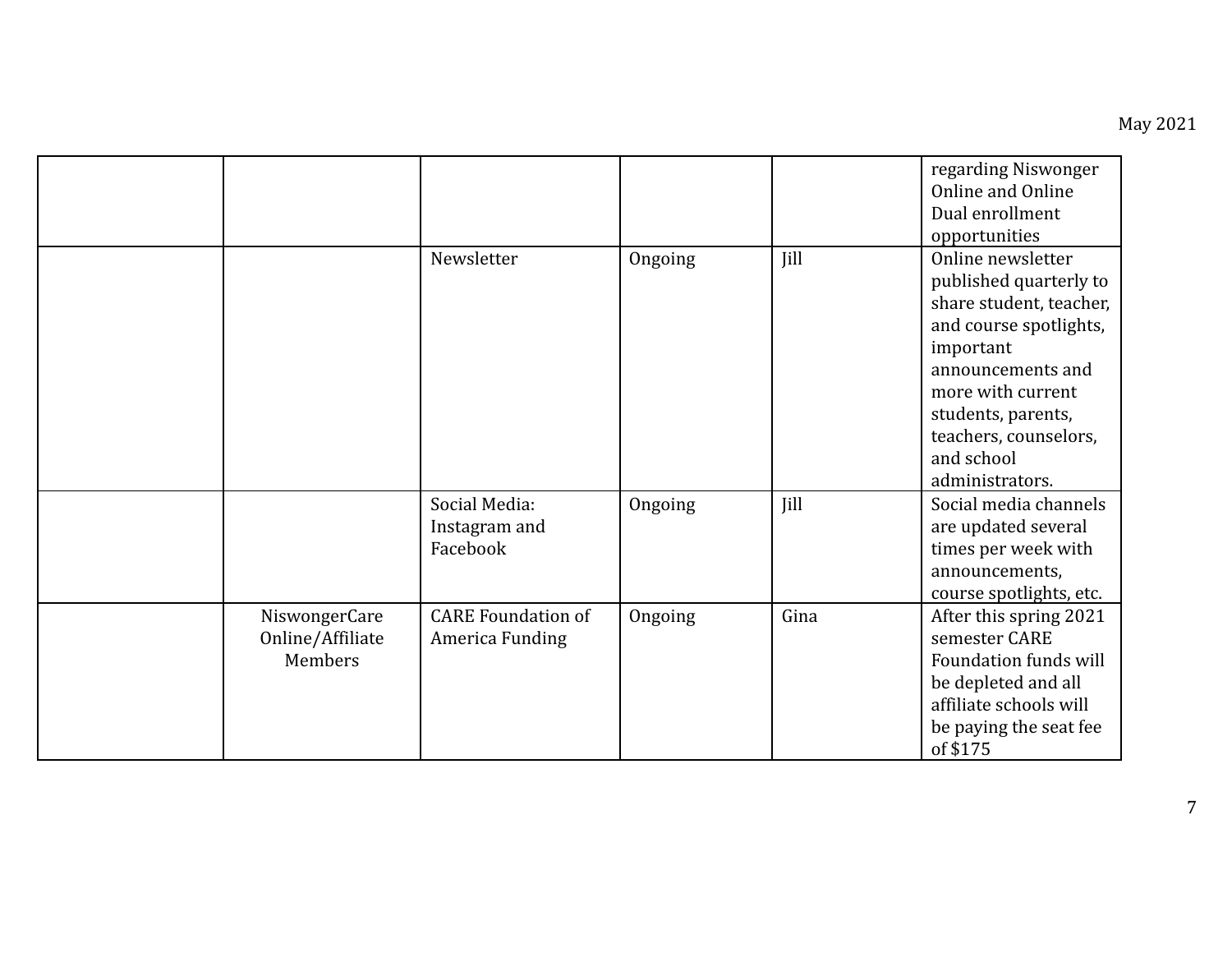| | | | | | |
|---|---|---|---|---|---|
| | | | | | regarding Niswonger Online and Online Dual enrollment opportunities |
| | | Newsletter | Ongoing | Jill | Online newsletter published quarterly to share student, teacher, and course spotlights, important announcements and more with current students, parents, teachers, counselors, and school administrators. |
| | | Social Media: Instagram and Facebook | Ongoing | Jill | Social media channels are updated several times per week with announcements, course spotlights, etc. |
| | NiswongerCare Online/Affiliate Members | CARE Foundation of America Funding | Ongoing | Gina | After this spring 2021 semester CARE Foundation funds will be depleted and all affiliate schools will be paying the seat fee of $175 |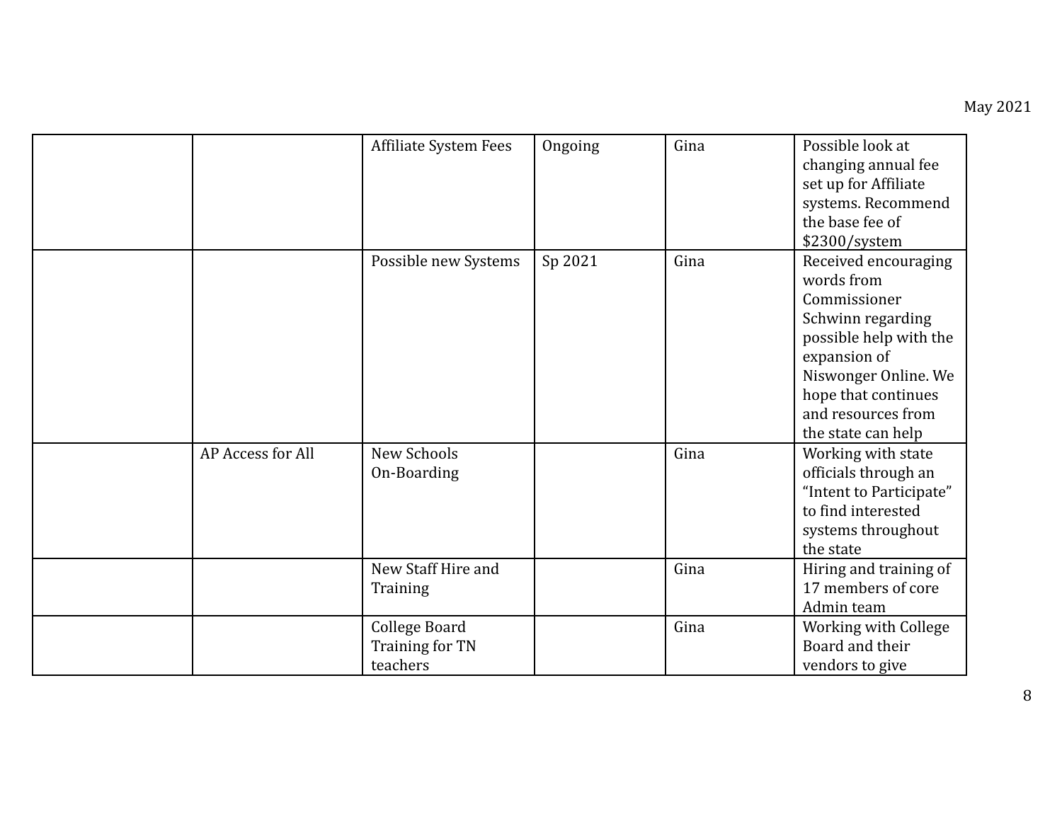| | | | | | |
|---|---|---|---|---|---|
| | | Affiliate System Fees | Ongoing | Gina | Possible look at changing annual fee set up for Affiliate systems. Recommend the base fee of $2300/system |
| | | Possible new Systems | Sp 2021 | Gina | Received encouraging words from Commissioner Schwinn regarding possible help with the expansion of Niswonger Online. We hope that continues and resources from the state can help |
| | AP Access for All | New Schools On-Boarding | | Gina | Working with state officials through an "Intent to Participate" to find interested systems throughout the state |
| | | New Staff Hire and Training | | Gina | Hiring and training of 17 members of core Admin team |
| | | College Board Training for TN teachers | | Gina | Working with College Board and their vendors to give |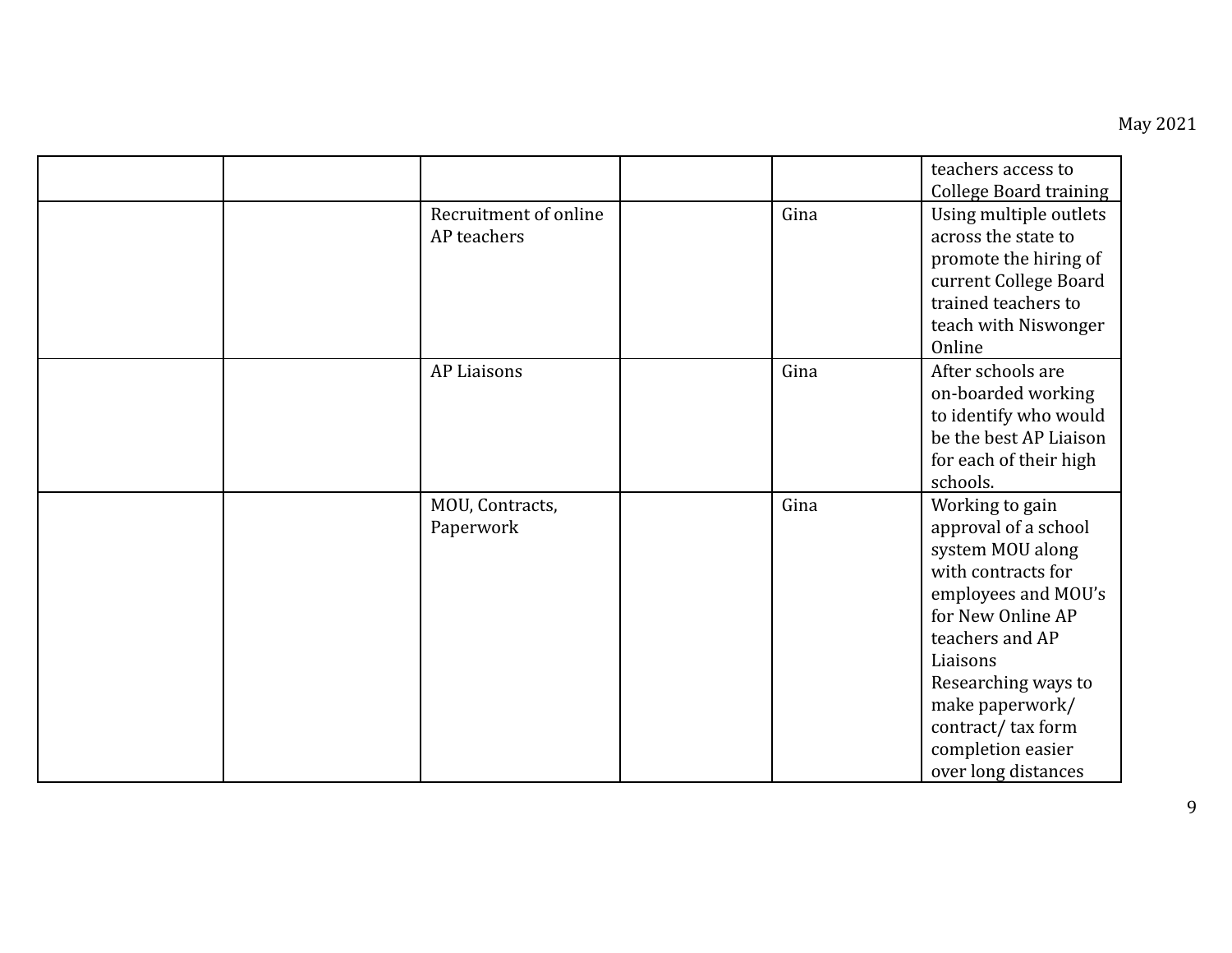| | | | | | |
|---|---|---|---|---|---|
| | | | | | teachers access to College Board training |
| | | Recruitment of online AP teachers | | Gina | Using multiple outlets across the state to promote the hiring of current College Board trained teachers to teach with Niswonger Online |
| | | AP Liaisons | | Gina | After schools are on-boarded working to identify who would be the best AP Liaison for each of their high schools. |
| | | MOU, Contracts, Paperwork | | Gina | Working to gain approval of a school system MOU along with contracts for employees and MOU's for New Online AP teachers and AP Liaisons<br>Researching ways to make paperwork/ contract/ tax form completion easier over long distances |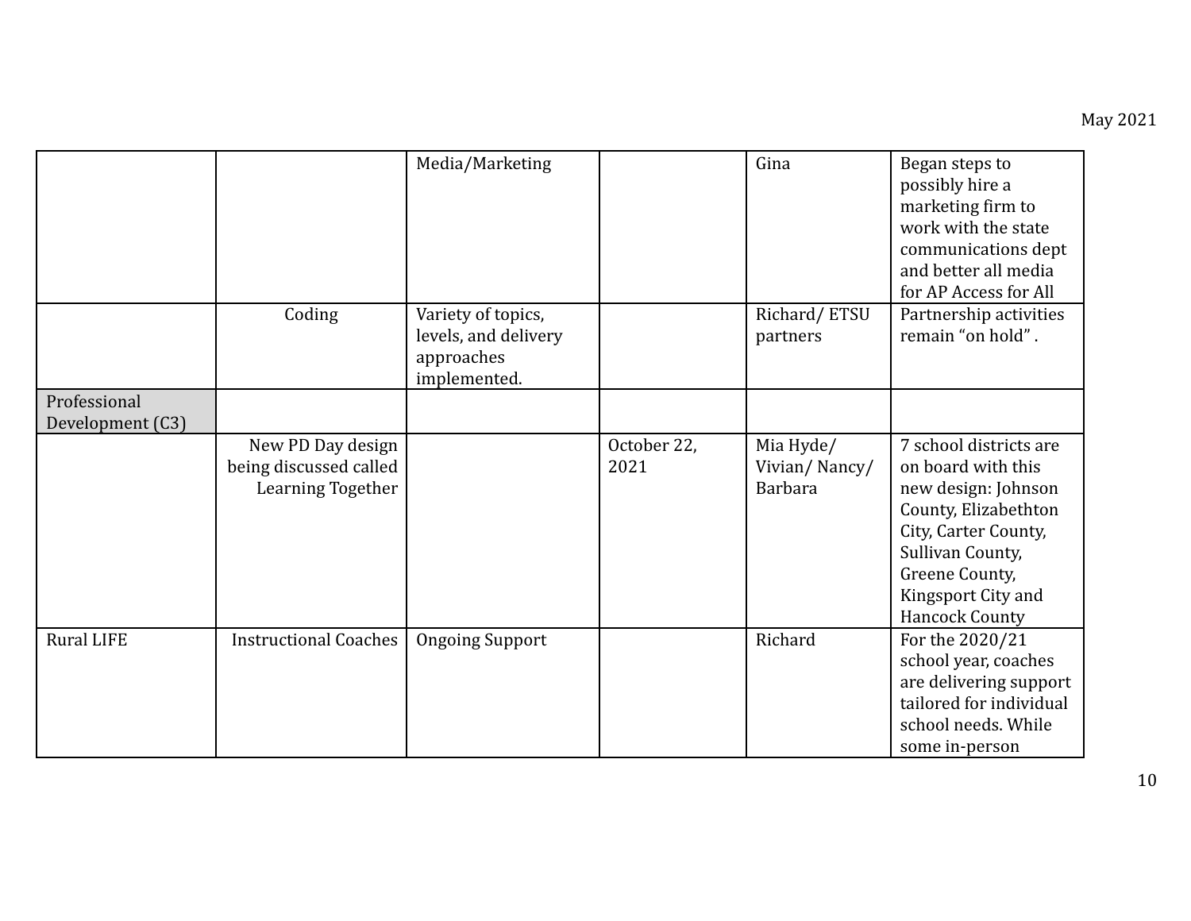| | | | | | |
|---|---|---|---|---|---|
| | | Media/Marketing | | Gina | Began steps to possibly hire a marketing firm to work with the state communications dept and better all media for AP Access for All |
| | Coding | Variety of topics, levels, and delivery approaches implemented. | | Richard/ ETSU partners | Partnership activities remain “on hold” . |
| Professional Development (C3) | | | | | |
| | New PD Day design being discussed called Learning Together | | October 22, 2021 | Mia Hyde/ Vivian/ Nancy/ Barbara | 7 school districts are on board with this new design: Johnson County, Elizabethton City, Carter County, Sullivan County, Greene County, Kingsport City and Hancock County |
| Rural LIFE | Instructional Coaches | Ongoing Support | | Richard | For the 2020/21 school year, coaches are delivering support tailored for individual school needs. While some in-person |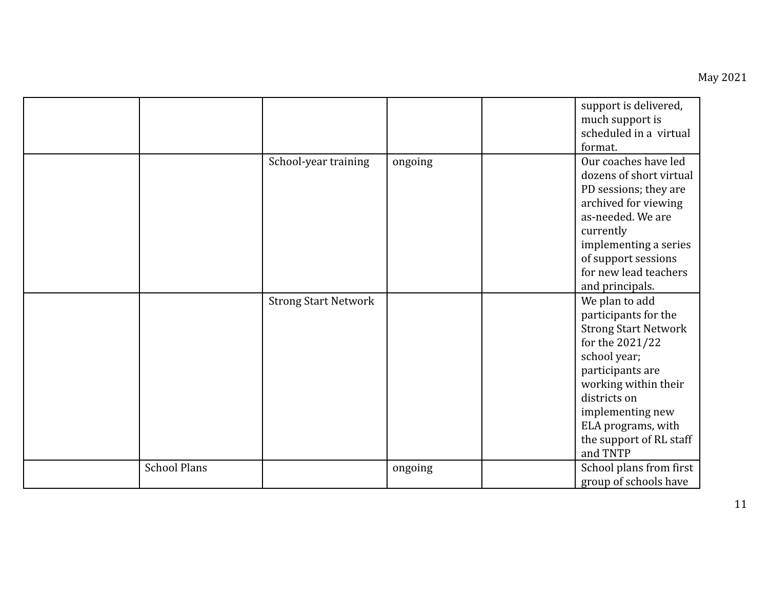| | | | | | |
|---|---|---|---|---|---|
| | | | | | support is delivered, much support is scheduled in a virtual format. |
| | | School-year training | ongoing | | Our coaches have led dozens of short virtual PD sessions; they are archived for viewing as-needed. We are currently implementing a series of support sessions for new lead teachers and principals. |
| | | Strong Start Network | | | We plan to add participants for the Strong Start Network for the 2021/22 school year; participants are working within their districts on implementing new ELA programs, with the support of RL staff and TNTP |
| | School Plans | | ongoing | | School plans from first group of schools have |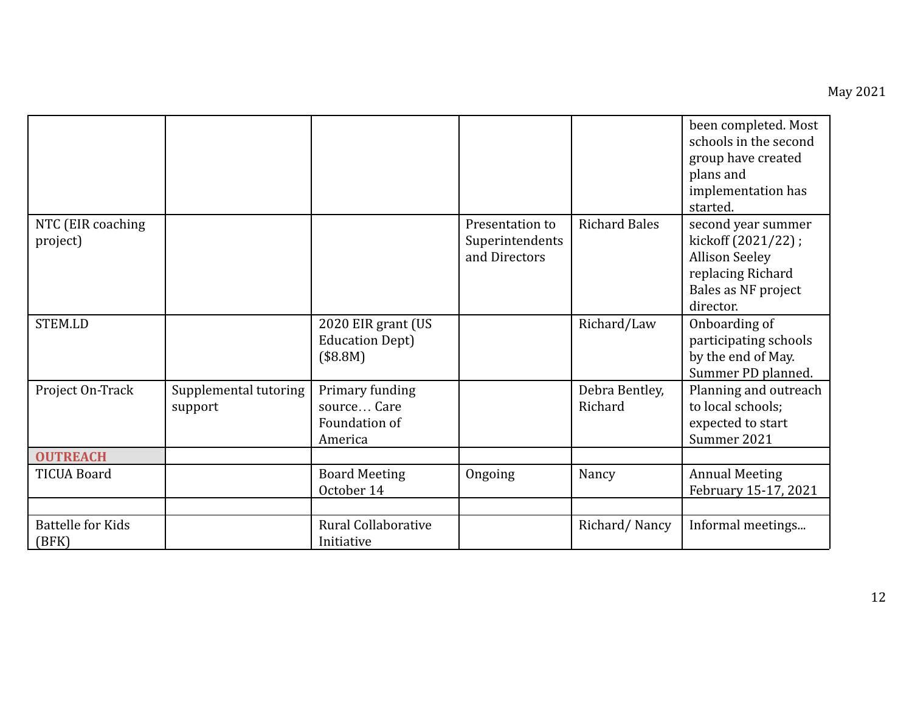| | | | | | |
|---|---|---|---|---|---|
| | | | | | been completed. Most schools in the second group have created plans and implementation has started. |
| NTC (EIR coaching project) | | | Presentation to Superintendents and Directors | Richard Bales | second year summer kickoff (2021/22) ; Allison Seeley replacing Richard Bales as NF project director. |
| STEM.LD | | 2020 EIR grant (US Education Dept) ($8.8M) | | Richard/Law | Onboarding of participating schools by the end of May. Summer PD planned. |
| Project On-Track | Supplemental tutoring support | Primary funding source… Care Foundation of America | | Debra Bentley, Richard | Planning and outreach to local schools; expected to start Summer 2021 |
| **OUTREACH** | | | | | |
| TICUA Board | | Board Meeting October 14 | Ongoing | Nancy | Annual Meeting February 15-17, 2021 |
| | | | | | |
| Battelle for Kids (BFK) | | Rural Collaborative Initiative | | Richard/ Nancy | Informal meetings... |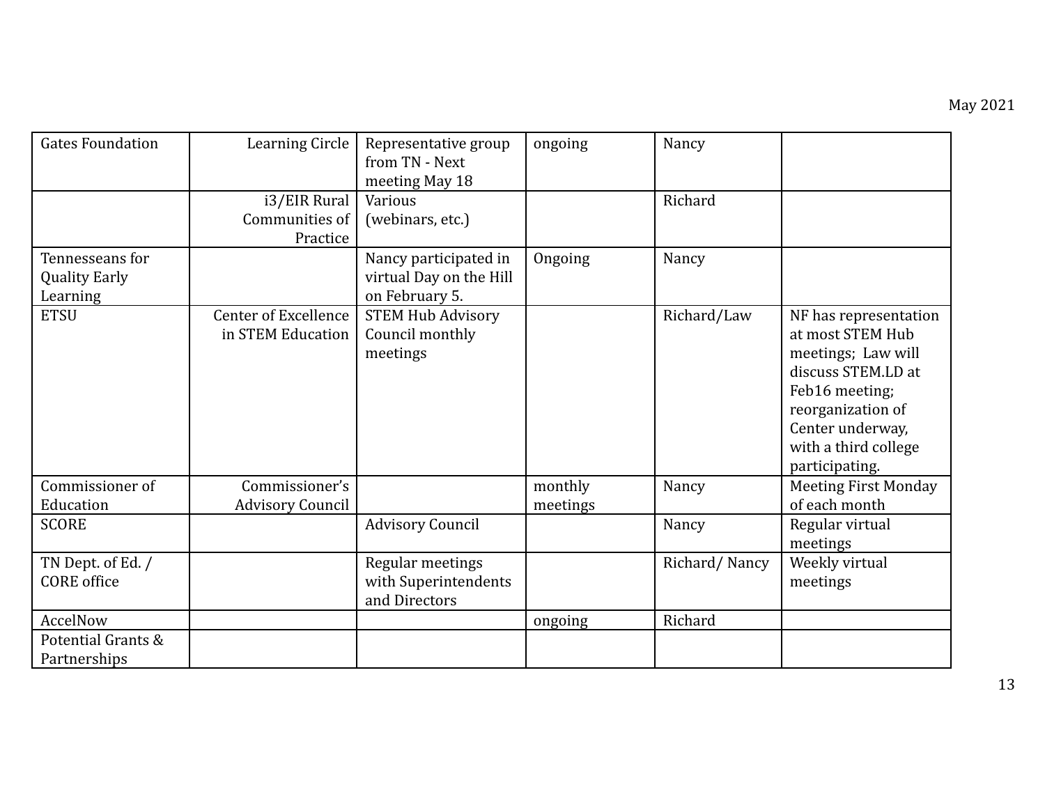| | | | | | |
|---|---|---|---|---|---|
| Gates Foundation | Learning Circle | Representative group from TN - Next meeting May 18 | ongoing | Nancy | |
| | i3/EIR Rural Communities of Practice | Various (webinars, etc.) | | Richard | |
| Tennesseans for Quality Early Learning | | Nancy participated in virtual Day on the Hill on February 5. | Ongoing | Nancy | |
| ETSU | Center of Excellence in STEM Education | STEM Hub Advisory Council monthly meetings | | Richard/Law | NF has representation at most STEM Hub meetings; Law will discuss STEM.LD at Feb16 meeting; reorganization of Center underway, with a third college participating. |
| Commissioner of Education | Commissioner's Advisory Council | | monthly meetings | Nancy | Meeting First Monday of each month |
| SCORE | | Advisory Council | | Nancy | Regular virtual meetings |
| TN Dept. of Ed. / CORE office | | Regular meetings with Superintendents and Directors | | Richard/ Nancy | Weekly virtual meetings |
| AccelNow | | | ongoing | Richard | |
| Potential Grants & Partnerships | | | | | |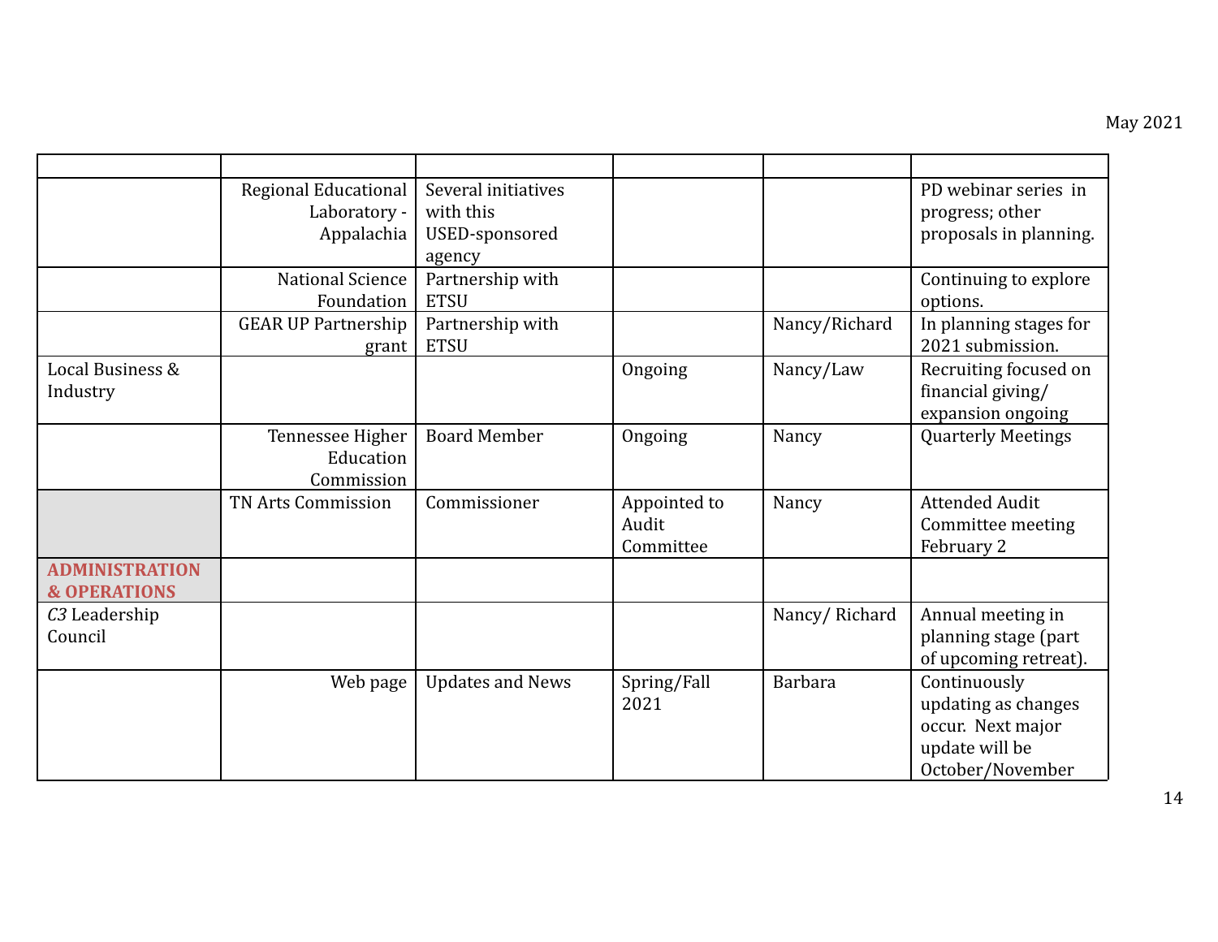| | | | | | |
|---|---|---|---|---|---|
| | Regional Educational Laboratory - Appalachia | Several initiatives with this USED-sponsored agency | | | PD webinar series in progress; other proposals in planning. |
| | National Science Foundation | Partnership with ETSU | | | Continuing to explore options. |
| | GEAR UP Partnership grant | Partnership with ETSU | | Nancy/Richard | In planning stages for 2021 submission. |
| Local Business & Industry | | | Ongoing | Nancy/Law | Recruiting focused on financial giving/ expansion ongoing |
| | Tennessee Higher Education Commission | Board Member | Ongoing | Nancy | Quarterly Meetings |
| | TN Arts Commission | Commissioner | Appointed to Audit Committee | Nancy | Attended Audit Committee meeting February 2 |
| **ADMINISTRATION & OPERATIONS** | | | | | |
| *C3* Leadership Council | | | | Nancy/ Richard | Annual meeting in planning stage (part of upcoming retreat). |
| | Web page | Updates and News | Spring/Fall 2021 | Barbara | Continuously updating as changes occur. Next major update will be October/November |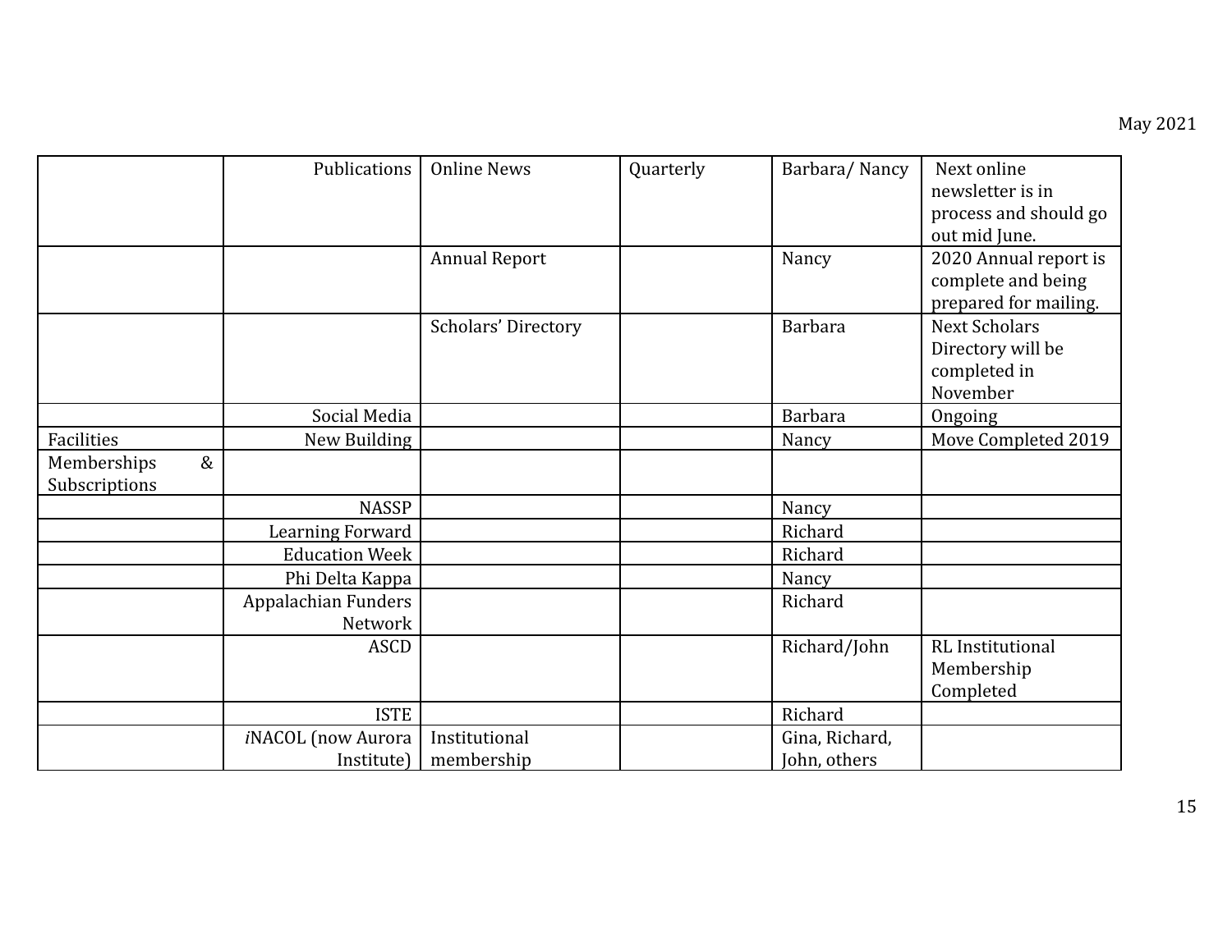May 2021

| | | | | | |
|---|---|---|---|---|---|
| | Publications | Online News | Quarterly | Barbara/ Nancy | Next online newsletter is in process and should go out mid June. |
| | | Annual Report | | Nancy | 2020 Annual report is complete and being prepared for mailing. |
| | | Scholars' Directory | | Barbara | Next Scholars Directory will be completed in November |
| | Social Media | | | Barbara | Ongoing |
| Facilities | New Building | | | Nancy | Move Completed 2019 |
| Memberships & Subscriptions | | | | | |
| | NASSP | | | Nancy | |
| | Learning Forward | | | Richard | |
| | Education Week | | | Richard | |
| | Phi Delta Kappa | | | Nancy | |
| | Appalachian Funders Network | | | Richard | |
| | ASCD | | | Richard/John | RL Institutional Membership Completed |
| | ISTE | | | Richard | |
| | *i*NACOL (now Aurora Institute) | Institutional membership | | Gina, Richard, John, others | |